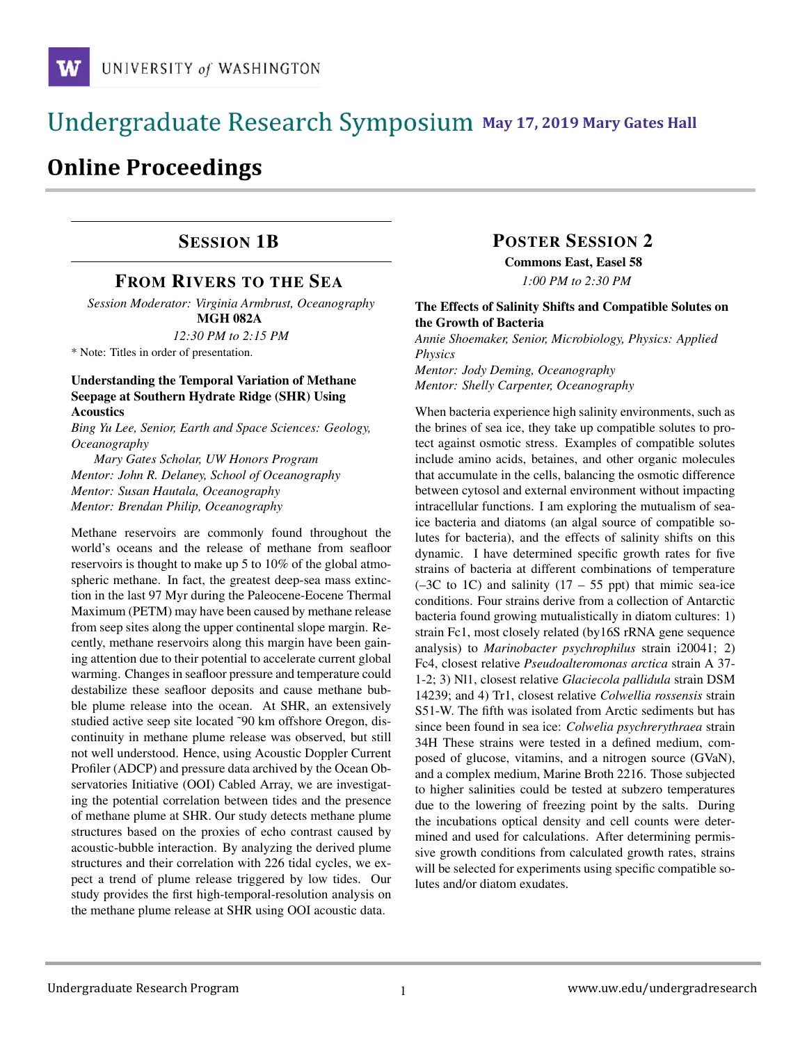# Undergraduate Research Symposium May 17, 2019 Mary Gates Hall

# Online Proceedings

## Session 1B

## From Rivers to the Sea

*Session Moderator: Virginia Armbrust, Oceanography*
**MGH 082A**
*12:30 PM to 2:15 PM*

\* Note: Titles in order of presentation.

### Understanding the Temporal Variation of Methane Seepage at Southern Hydrate Ridge (SHR) Using Acoustics

*Bing Yu Lee, Senior, Earth and Space Sciences: Geology, Oceanography*
*Mary Gates Scholar, UW Honors Program*
*Mentor: John R. Delaney, School of Oceanography*
*Mentor: Susan Hautala, Oceanography*
*Mentor: Brendan Philip, Oceanography*

Methane reservoirs are commonly found throughout the world's oceans and the release of methane from seafloor reservoirs is thought to make up 5 to 10% of the global atmospheric methane. In fact, the greatest deep-sea mass extinction in the last 97 Myr during the Paleocene-Eocene Thermal Maximum (PETM) may have been caused by methane release from seep sites along the upper continental slope margin. Recently, methane reservoirs along this margin have been gaining attention due to their potential to accelerate current global warming. Changes in seafloor pressure and temperature could destabilize these seafloor deposits and cause methane bubble plume release into the ocean. At SHR, an extensively studied active seep site located ~90 km offshore Oregon, discontinuity in methane plume release was observed, but still not well understood. Hence, using Acoustic Doppler Current Profiler (ADCP) and pressure data archived by the Ocean Observatories Initiative (OOI) Cabled Array, we are investigating the potential correlation between tides and the presence of methane plume at SHR. Our study detects methane plume structures based on the proxies of echo contrast caused by acoustic-bubble interaction. By analyzing the derived plume structures and their correlation with 226 tidal cycles, we expect a trend of plume release triggered by low tides. Our study provides the first high-temporal-resolution analysis on the methane plume release at SHR using OOI acoustic data.

## Poster Session 2

**Commons East, Easel 58**
*1:00 PM to 2:30 PM*

### The Effects of Salinity Shifts and Compatible Solutes on the Growth of Bacteria

*Annie Shoemaker, Senior, Microbiology, Physics: Applied Physics*
*Mentor: Jody Deming, Oceanography*
*Mentor: Shelly Carpenter, Oceanography*

When bacteria experience high salinity environments, such as the brines of sea ice, they take up compatible solutes to protect against osmotic stress. Examples of compatible solutes include amino acids, betaines, and other organic molecules that accumulate in the cells, balancing the osmotic difference between cytosol and external environment without impacting intracellular functions. I am exploring the mutualism of sea-ice bacteria and diatoms (an algal source of compatible solutes for bacteria), and the effects of salinity shifts on this dynamic. I have determined specific growth rates for five strains of bacteria at different combinations of temperature (–3C to 1C) and salinity (17 – 55 ppt) that mimic sea-ice conditions. Four strains derive from a collection of Antarctic bacteria found growing mutualistically in diatom cultures: 1) strain Fc1, most closely related (by16S rRNA gene sequence analysis) to *Marinobacter psychrophilus* strain i20041; 2) Fc4, closest relative *Pseudoalteromonas arctica* strain A 37-1-2; 3) Nl1, closest relative *Glaciecola pallidula* strain DSM 14239; and 4) Tr1, closest relative *Colwellia rossensis* strain S51-W. The fifth was isolated from Arctic sediments but has since been found in sea ice: *Colwelia psychrerythraea* strain 34H These strains were tested in a defined medium, composed of glucose, vitamins, and a nitrogen source (GVaN), and a complex medium, Marine Broth 2216. Those subjected to higher salinities could be tested at subzero temperatures due to the lowering of freezing point by the salts. During the incubations optical density and cell counts were determined and used for calculations. After determining permissive growth conditions from calculated growth rates, strains will be selected for experiments using specific compatible solutes and/or diatom exudates.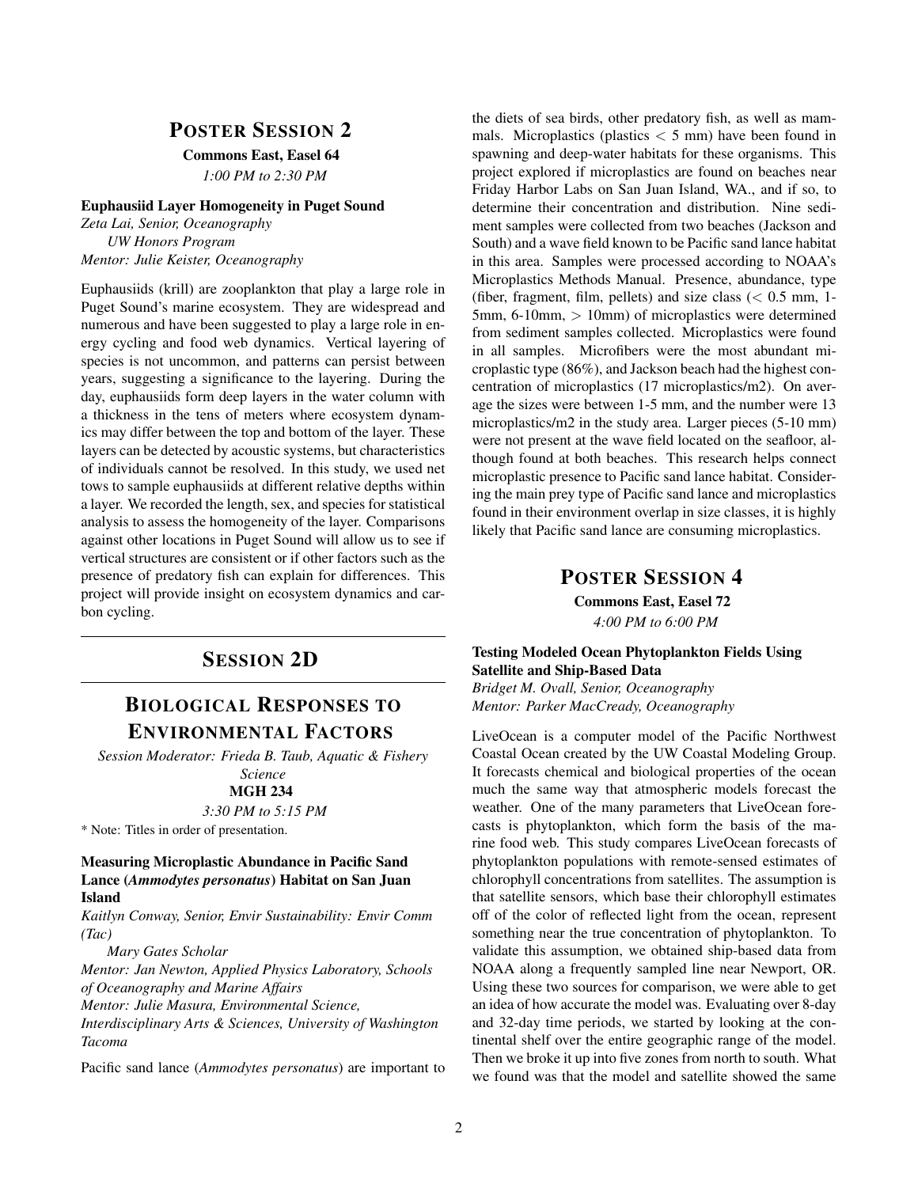## POSTER SESSION 2

**Commons East, Easel 64**

*1:00 PM to 2:30 PM*

### Euphausiid Layer Homogeneity in Puget Sound

*Zeta Lai, Senior, Oceanography*
*UW Honors Program*
*Mentor: Julie Keister, Oceanography*

Euphausiids (krill) are zooplankton that play a large role in Puget Sound's marine ecosystem. They are widespread and numerous and have been suggested to play a large role in energy cycling and food web dynamics. Vertical layering of species is not uncommon, and patterns can persist between years, suggesting a significance to the layering. During the day, euphausiids form deep layers in the water column with a thickness in the tens of meters where ecosystem dynamics may differ between the top and bottom of the layer. These layers can be detected by acoustic systems, but characteristics of individuals cannot be resolved. In this study, we used net tows to sample euphausiids at different relative depths within a layer. We recorded the length, sex, and species for statistical analysis to assess the homogeneity of the layer. Comparisons against other locations in Puget Sound will allow us to see if vertical structures are consistent or if other factors such as the presence of predatory fish can explain for differences. This project will provide insight on ecosystem dynamics and carbon cycling.

---

## SESSION 2D

## BIOLOGICAL RESPONSES TO ENVIRONMENTAL FACTORS

*Session Moderator: Frieda B. Taub, Aquatic & Fishery Science*

**MGH 234**

*3:30 PM to 5:15 PM*

\* Note: Titles in order of presentation.

### Measuring Microplastic Abundance in Pacific Sand Lance (*Ammodytes personatus*) Habitat on San Juan Island

*Kaitlyn Conway, Senior, Envir Sustainability: Envir Comm (Tac)*
*Mary Gates Scholar*
*Mentor: Jan Newton, Applied Physics Laboratory, Schools of Oceanography and Marine Affairs*
*Mentor: Julie Masura, Environmental Science, Interdisciplinary Arts & Sciences, University of Washington Tacoma*

Pacific sand lance (*Ammodytes personatus*) are important to the diets of sea birds, other predatory fish, as well as mammals. Microplastics (plastics $< 5$ mm) have been found in spawning and deep-water habitats for these organisms. This project explored if microplastics are found on beaches near Friday Harbor Labs on San Juan Island, WA., and if so, to determine their concentration and distribution. Nine sediment samples were collected from two beaches (Jackson and South) and a wave field known to be Pacific sand lance habitat in this area. Samples were processed according to NOAA's Microplastics Methods Manual. Presence, abundance, type (fiber, fragment, film, pellets) and size class ($< 0.5$ mm, 1-5mm, 6-10mm, $> 10$mm) of microplastics were determined from sediment samples collected. Microplastics were found in all samples. Microfibers were the most abundant microplastic type (86%), and Jackson beach had the highest concentration of microplastics (17 microplastics/m2). On average the sizes were between 1-5 mm, and the number were 13 microplastics/m2 in the study area. Larger pieces (5-10 mm) were not present at the wave field located on the seafloor, although found at both beaches. This research helps connect microplastic presence to Pacific sand lance habitat. Considering the main prey type of Pacific sand lance and microplastics found in their environment overlap in size classes, it is highly likely that Pacific sand lance are consuming microplastics.

## POSTER SESSION 4

**Commons East, Easel 72**

*4:00 PM to 6:00 PM*

### Testing Modeled Ocean Phytoplankton Fields Using Satellite and Ship-Based Data

*Bridget M. Ovall, Senior, Oceanography*
*Mentor: Parker MacCready, Oceanography*

LiveOcean is a computer model of the Pacific Northwest Coastal Ocean created by the UW Coastal Modeling Group. It forecasts chemical and biological properties of the ocean much the same way that atmospheric models forecast the weather. One of the many parameters that LiveOcean forecasts is phytoplankton, which form the basis of the marine food web. This study compares LiveOcean forecasts of phytoplankton populations with remote-sensed estimates of chlorophyll concentrations from satellites. The assumption is that satellite sensors, which base their chlorophyll estimates off of the color of reflected light from the ocean, represent something near the true concentration of phytoplankton. To validate this assumption, we obtained ship-based data from NOAA along a frequently sampled line near Newport, OR. Using these two sources for comparison, we were able to get an idea of how accurate the model was. Evaluating over 8-day and 32-day time periods, we started by looking at the continental shelf over the entire geographic range of the model. Then we broke it up into five zones from north to south. What we found was that the model and satellite showed the same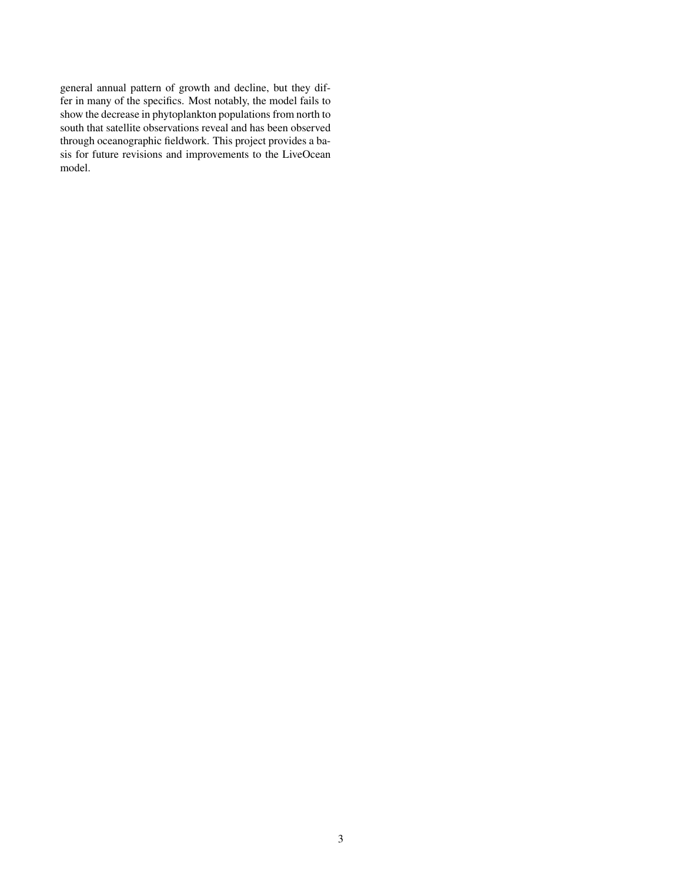general annual pattern of growth and decline, but they differ in many of the specifics. Most notably, the model fails to show the decrease in phytoplankton populations from north to south that satellite observations reveal and has been observed through oceanographic fieldwork. This project provides a basis for future revisions and improvements to the LiveOcean model.